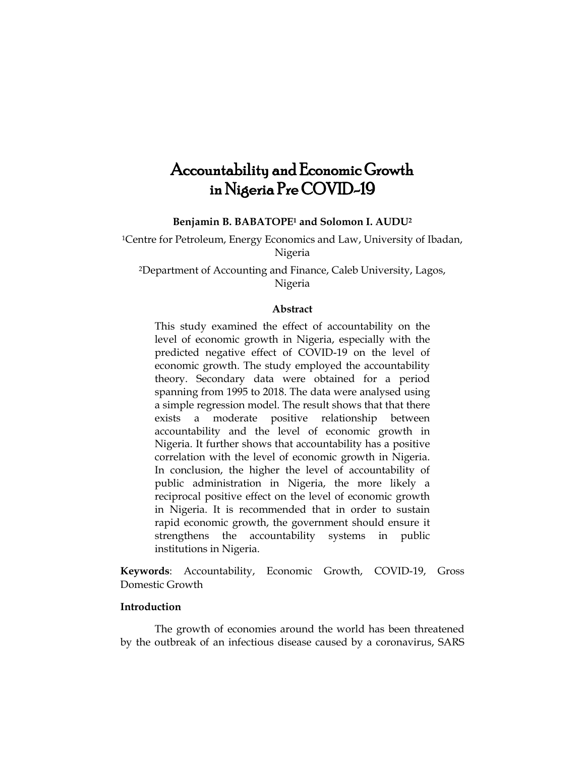# Accountability and Economic Growth in Nigeria Pre COVID-19

**Benjamin B. BABATOPE[1] and Solomon I. AUDU[2]**

[1]Centre for Petroleum, Energy Economics and Law, University of Ibadan, Nigeria

[2]Department of Accounting and Finance, Caleb University, Lagos, Nigeria

### Abstract

This study examined the effect of accountability on the level of economic growth in Nigeria, especially with the predicted negative effect of COVID-19 on the level of economic growth. The study employed the accountability theory. Secondary data were obtained for a period spanning from 1995 to 2018. The data were analysed using a simple regression model. The result shows that that there exists a moderate positive relationship between accountability and the level of economic growth in Nigeria. It further shows that accountability has a positive correlation with the level of economic growth in Nigeria. In conclusion, the higher the level of accountability of public administration in Nigeria, the more likely a reciprocal positive effect on the level of economic growth in Nigeria. It is recommended that in order to sustain rapid economic growth, the government should ensure it strengthens the accountability systems in public institutions in Nigeria.

**Keywords**: Accountability, Economic Growth, COVID-19, Gross Domestic Growth

### Introduction

The growth of economies around the world has been threatened by the outbreak of an infectious disease caused by a coronavirus, SARS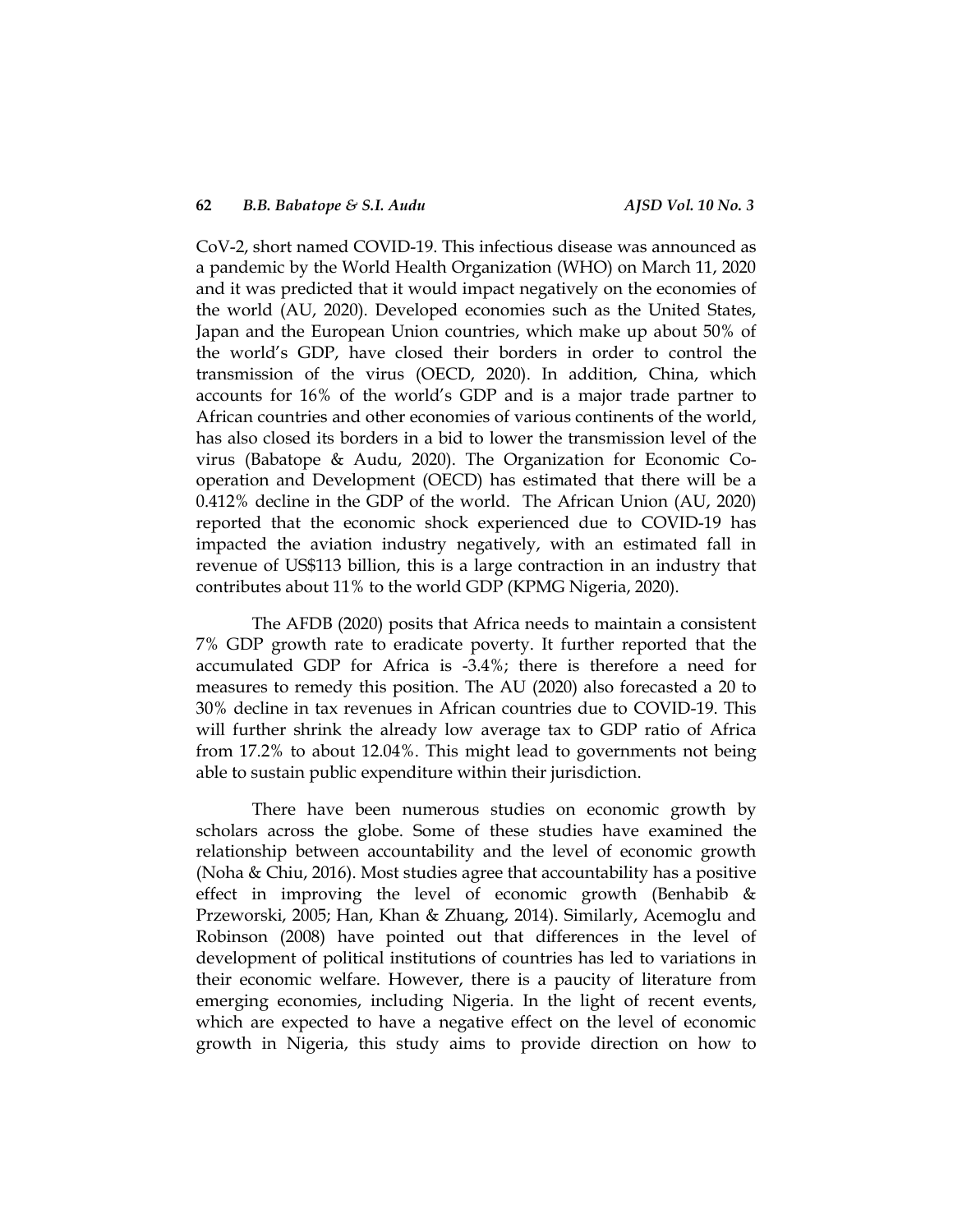CoV-2, short named COVID-19. This infectious disease was announced as a pandemic by the World Health Organization (WHO) on March 11, 2020 and it was predicted that it would impact negatively on the economies of the world (AU, 2020). Developed economies such as the United States, Japan and the European Union countries, which make up about 50% of the world's GDP, have closed their borders in order to control the transmission of the virus (OECD, 2020). In addition, China, which accounts for 16% of the world's GDP and is a major trade partner to African countries and other economies of various continents of the world, has also closed its borders in a bid to lower the transmission level of the virus (Babatope & Audu, 2020). The Organization for Economic Co-operation and Development (OECD) has estimated that there will be a 0.412% decline in the GDP of the world. The African Union (AU, 2020) reported that the economic shock experienced due to COVID-19 has impacted the aviation industry negatively, with an estimated fall in revenue of US$113 billion, this is a large contraction in an industry that contributes about 11% to the world GDP (KPMG Nigeria, 2020).

The AFDB (2020) posits that Africa needs to maintain a consistent 7% GDP growth rate to eradicate poverty. It further reported that the accumulated GDP for Africa is -3.4%; there is therefore a need for measures to remedy this position. The AU (2020) also forecasted a 20 to 30% decline in tax revenues in African countries due to COVID-19. This will further shrink the already low average tax to GDP ratio of Africa from 17.2% to about 12.04%. This might lead to governments not being able to sustain public expenditure within their jurisdiction.

There have been numerous studies on economic growth by scholars across the globe. Some of these studies have examined the relationship between accountability and the level of economic growth (Noha & Chiu, 2016). Most studies agree that accountability has a positive effect in improving the level of economic growth (Benhabib & Przeworski, 2005; Han, Khan & Zhuang, 2014). Similarly, Acemoglu and Robinson (2008) have pointed out that differences in the level of development of political institutions of countries has led to variations in their economic welfare. However, there is a paucity of literature from emerging economies, including Nigeria. In the light of recent events, which are expected to have a negative effect on the level of economic growth in Nigeria, this study aims to provide direction on how to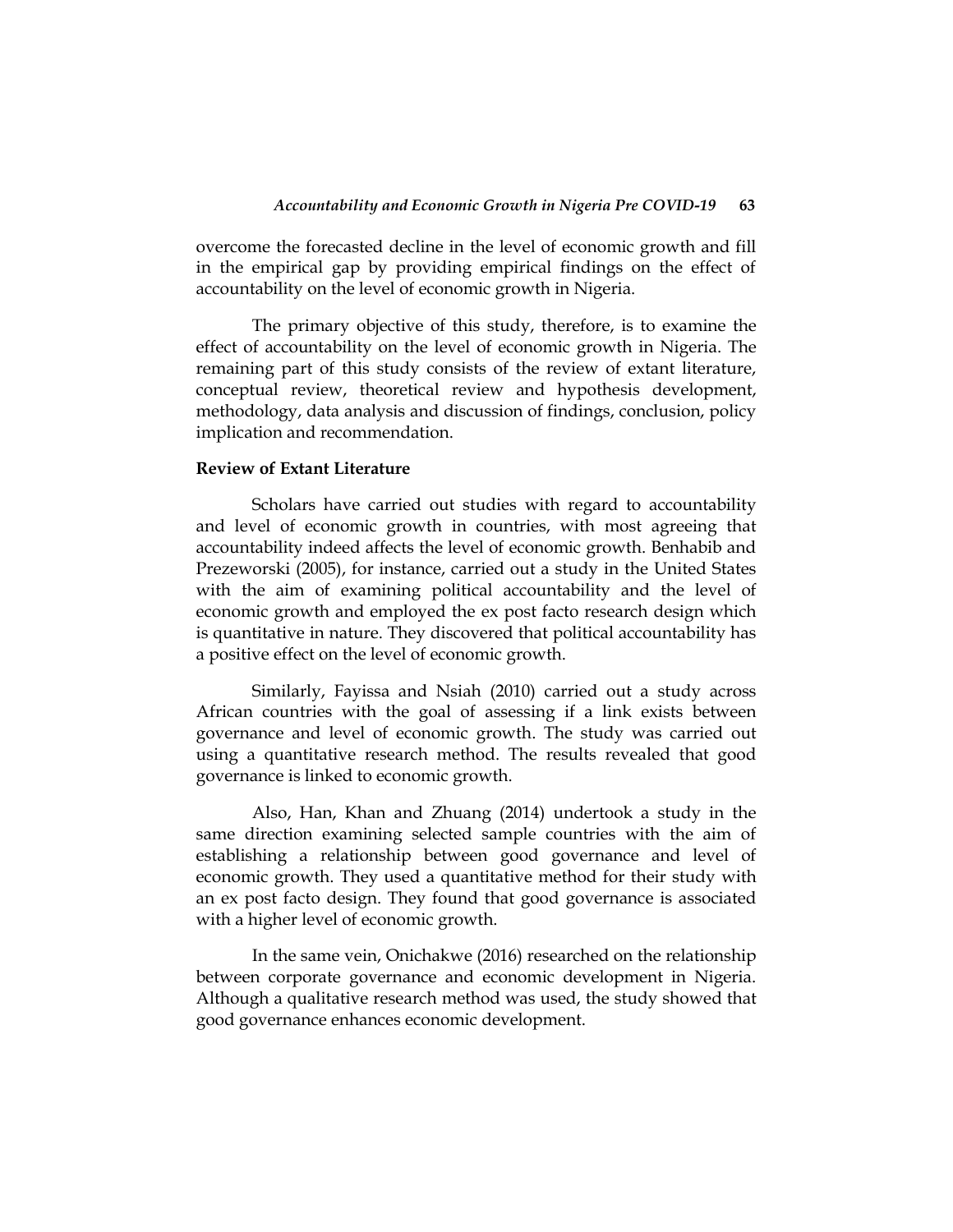overcome the forecasted decline in the level of economic growth and fill in the empirical gap by providing empirical findings on the effect of accountability on the level of economic growth in Nigeria.

The primary objective of this study, therefore, is to examine the effect of accountability on the level of economic growth in Nigeria. The remaining part of this study consists of the review of extant literature, conceptual review, theoretical review and hypothesis development, methodology, data analysis and discussion of findings, conclusion, policy implication and recommendation.

**Review of Extant Literature**

Scholars have carried out studies with regard to accountability and level of economic growth in countries, with most agreeing that accountability indeed affects the level of economic growth. Benhabib and Prezeworski (2005), for instance, carried out a study in the United States with the aim of examining political accountability and the level of economic growth and employed the ex post facto research design which is quantitative in nature. They discovered that political accountability has a positive effect on the level of economic growth.

Similarly, Fayissa and Nsiah (2010) carried out a study across African countries with the goal of assessing if a link exists between governance and level of economic growth. The study was carried out using a quantitative research method. The results revealed that good governance is linked to economic growth.

Also, Han, Khan and Zhuang (2014) undertook a study in the same direction examining selected sample countries with the aim of establishing a relationship between good governance and level of economic growth. They used a quantitative method for their study with an ex post facto design. They found that good governance is associated with a higher level of economic growth.

In the same vein, Onichakwe (2016) researched on the relationship between corporate governance and economic development in Nigeria. Although a qualitative research method was used, the study showed that good governance enhances economic development.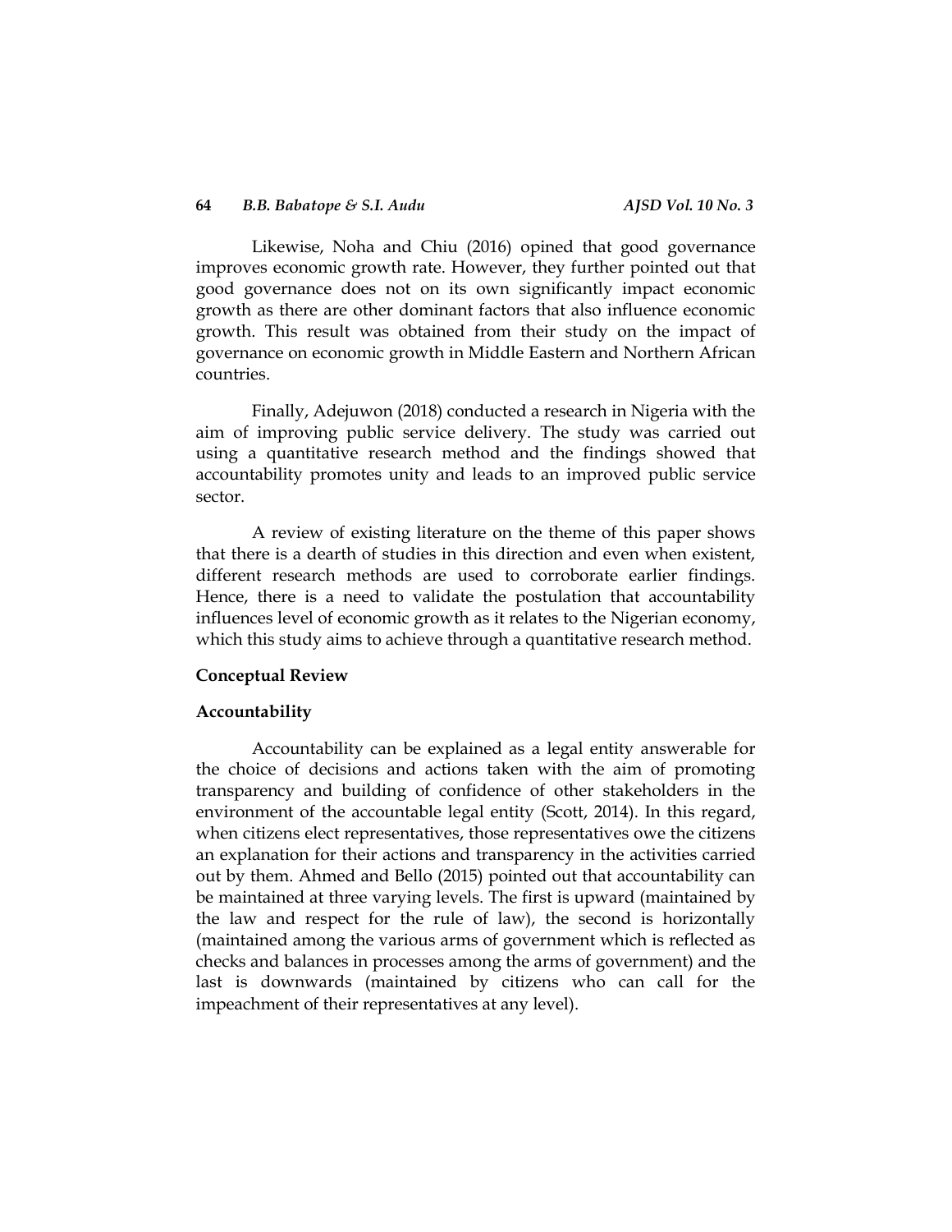Likewise, Noha and Chiu (2016) opined that good governance improves economic growth rate. However, they further pointed out that good governance does not on its own significantly impact economic growth as there are other dominant factors that also influence economic growth. This result was obtained from their study on the impact of governance on economic growth in Middle Eastern and Northern African countries.

Finally, Adejuwon (2018) conducted a research in Nigeria with the aim of improving public service delivery. The study was carried out using a quantitative research method and the findings showed that accountability promotes unity and leads to an improved public service sector.

A review of existing literature on the theme of this paper shows that there is a dearth of studies in this direction and even when existent, different research methods are used to corroborate earlier findings. Hence, there is a need to validate the postulation that accountability influences level of economic growth as it relates to the Nigerian economy, which this study aims to achieve through a quantitative research method.

## Conceptual Review

### Accountability

Accountability can be explained as a legal entity answerable for the choice of decisions and actions taken with the aim of promoting transparency and building of confidence of other stakeholders in the environment of the accountable legal entity (Scott, 2014). In this regard, when citizens elect representatives, those representatives owe the citizens an explanation for their actions and transparency in the activities carried out by them. Ahmed and Bello (2015) pointed out that accountability can be maintained at three varying levels. The first is upward (maintained by the law and respect for the rule of law), the second is horizontally (maintained among the various arms of government which is reflected as checks and balances in processes among the arms of government) and the last is downwards (maintained by citizens who can call for the impeachment of their representatives at any level).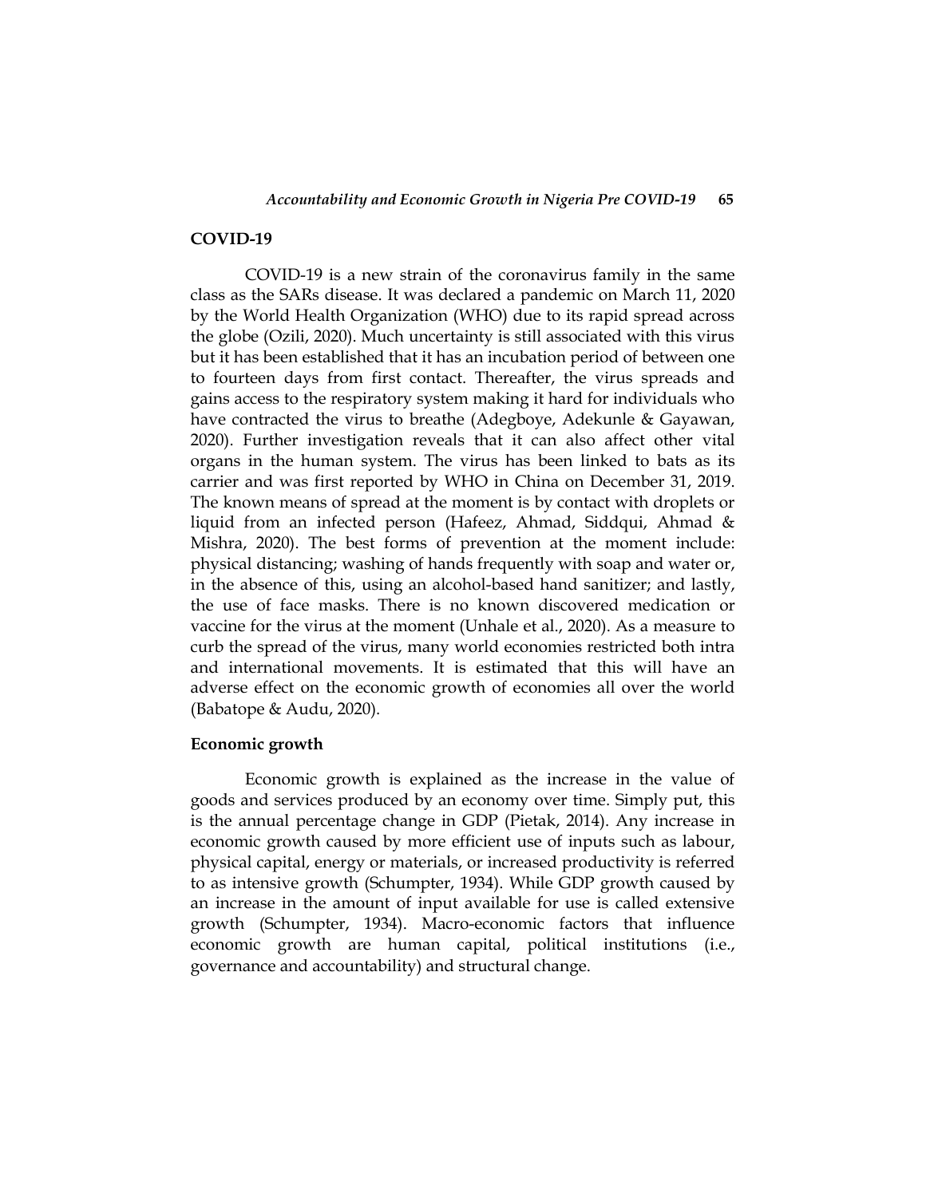## COVID-19

COVID-19 is a new strain of the coronavirus family in the same class as the SARs disease. It was declared a pandemic on March 11, 2020 by the World Health Organization (WHO) due to its rapid spread across the globe (Ozili, 2020). Much uncertainty is still associated with this virus but it has been established that it has an incubation period of between one to fourteen days from first contact. Thereafter, the virus spreads and gains access to the respiratory system making it hard for individuals who have contracted the virus to breathe (Adegboye, Adekunle & Gayawan, 2020). Further investigation reveals that it can also affect other vital organs in the human system. The virus has been linked to bats as its carrier and was first reported by WHO in China on December 31, 2019. The known means of spread at the moment is by contact with droplets or liquid from an infected person (Hafeez, Ahmad, Siddqui, Ahmad & Mishra, 2020). The best forms of prevention at the moment include: physical distancing; washing of hands frequently with soap and water or, in the absence of this, using an alcohol-based hand sanitizer; and lastly, the use of face masks. There is no known discovered medication or vaccine for the virus at the moment (Unhale et al., 2020). As a measure to curb the spread of the virus, many world economies restricted both intra and international movements. It is estimated that this will have an adverse effect on the economic growth of economies all over the world (Babatope & Audu, 2020).

## Economic growth

Economic growth is explained as the increase in the value of goods and services produced by an economy over time. Simply put, this is the annual percentage change in GDP (Pietak, 2014). Any increase in economic growth caused by more efficient use of inputs such as labour, physical capital, energy or materials, or increased productivity is referred to as intensive growth (Schumpter, 1934). While GDP growth caused by an increase in the amount of input available for use is called extensive growth (Schumpter, 1934). Macro-economic factors that influence economic growth are human capital, political institutions (i.e., governance and accountability) and structural change.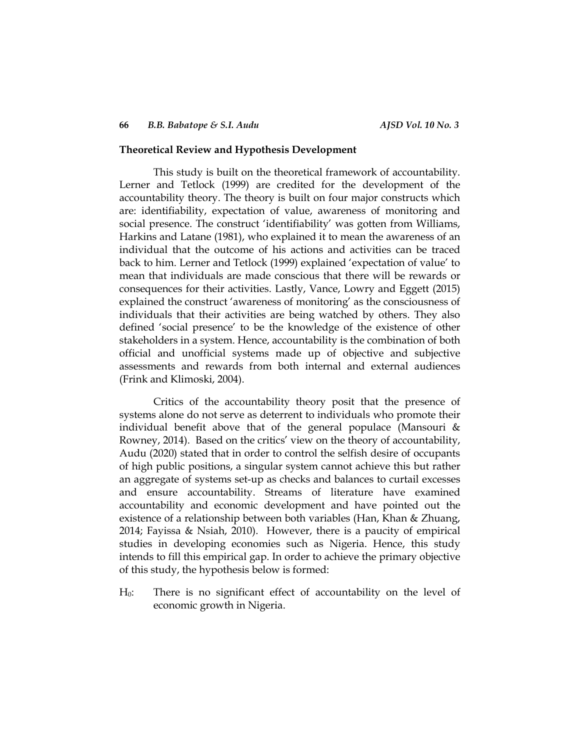## Theoretical Review and Hypothesis Development

This study is built on the theoretical framework of accountability. Lerner and Tetlock (1999) are credited for the development of the accountability theory. The theory is built on four major constructs which are: identifiability, expectation of value, awareness of monitoring and social presence. The construct 'identifiability' was gotten from Williams, Harkins and Latane (1981), who explained it to mean the awareness of an individual that the outcome of his actions and activities can be traced back to him. Lerner and Tetlock (1999) explained 'expectation of value' to mean that individuals are made conscious that there will be rewards or consequences for their activities. Lastly, Vance, Lowry and Eggett (2015) explained the construct 'awareness of monitoring' as the consciousness of individuals that their activities are being watched by others. They also defined 'social presence' to be the knowledge of the existence of other stakeholders in a system. Hence, accountability is the combination of both official and unofficial systems made up of objective and subjective assessments and rewards from both internal and external audiences (Frink and Klimoski, 2004).

Critics of the accountability theory posit that the presence of systems alone do not serve as deterrent to individuals who promote their individual benefit above that of the general populace (Mansouri & Rowney, 2014). Based on the critics' view on the theory of accountability, Audu (2020) stated that in order to control the selfish desire of occupants of high public positions, a singular system cannot achieve this but rather an aggregate of systems set-up as checks and balances to curtail excesses and ensure accountability. Streams of literature have examined accountability and economic development and have pointed out the existence of a relationship between both variables (Han, Khan & Zhuang, 2014; Fayissa & Nsiah, 2010). However, there is a paucity of empirical studies in developing economies such as Nigeria. Hence, this study intends to fill this empirical gap. In order to achieve the primary objective of this study, the hypothesis below is formed:

$H_0$: There is no significant effect of accountability on the level of economic growth in Nigeria.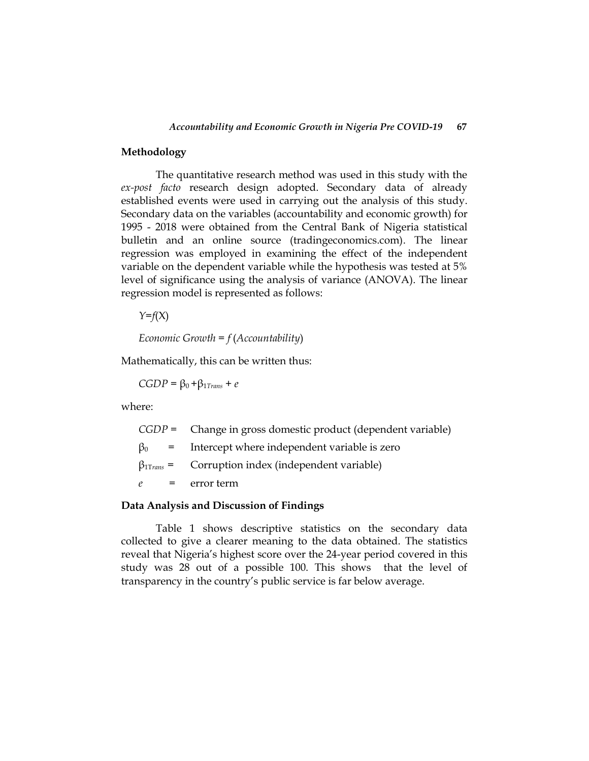## Methodology

The quantitative research method was used in this study with the *ex-post facto* research design adopted. Secondary data of already established events were used in carrying out the analysis of this study. Secondary data on the variables (accountability and economic growth) for 1995 - 2018 were obtained from the Central Bank of Nigeria statistical bulletin and an online source (tradingeconomics.com). The linear regression was employed in examining the effect of the independent variable on the dependent variable while the hypothesis was tested at 5% level of significance using the analysis of variance (ANOVA). The linear regression model is represented as follows:

$Y=f(X)$

*Economic Growth = f (Accountability)*

Mathematically, this can be written thus:

$CGDP = \beta_0 + \beta_{1Trans} + e$

where:

$CGDP$ = Change in gross domestic product (dependent variable)

$\beta_0$ = Intercept where independent variable is zero

$\beta_{1Trans}$ = Corruption index (independent variable)

$e$ = error term

## Data Analysis and Discussion of Findings

Table 1 shows descriptive statistics on the secondary data collected to give a clearer meaning to the data obtained. The statistics reveal that Nigeria's highest score over the 24-year period covered in this study was 28 out of a possible 100. This shows that the level of transparency in the country's public service is far below average.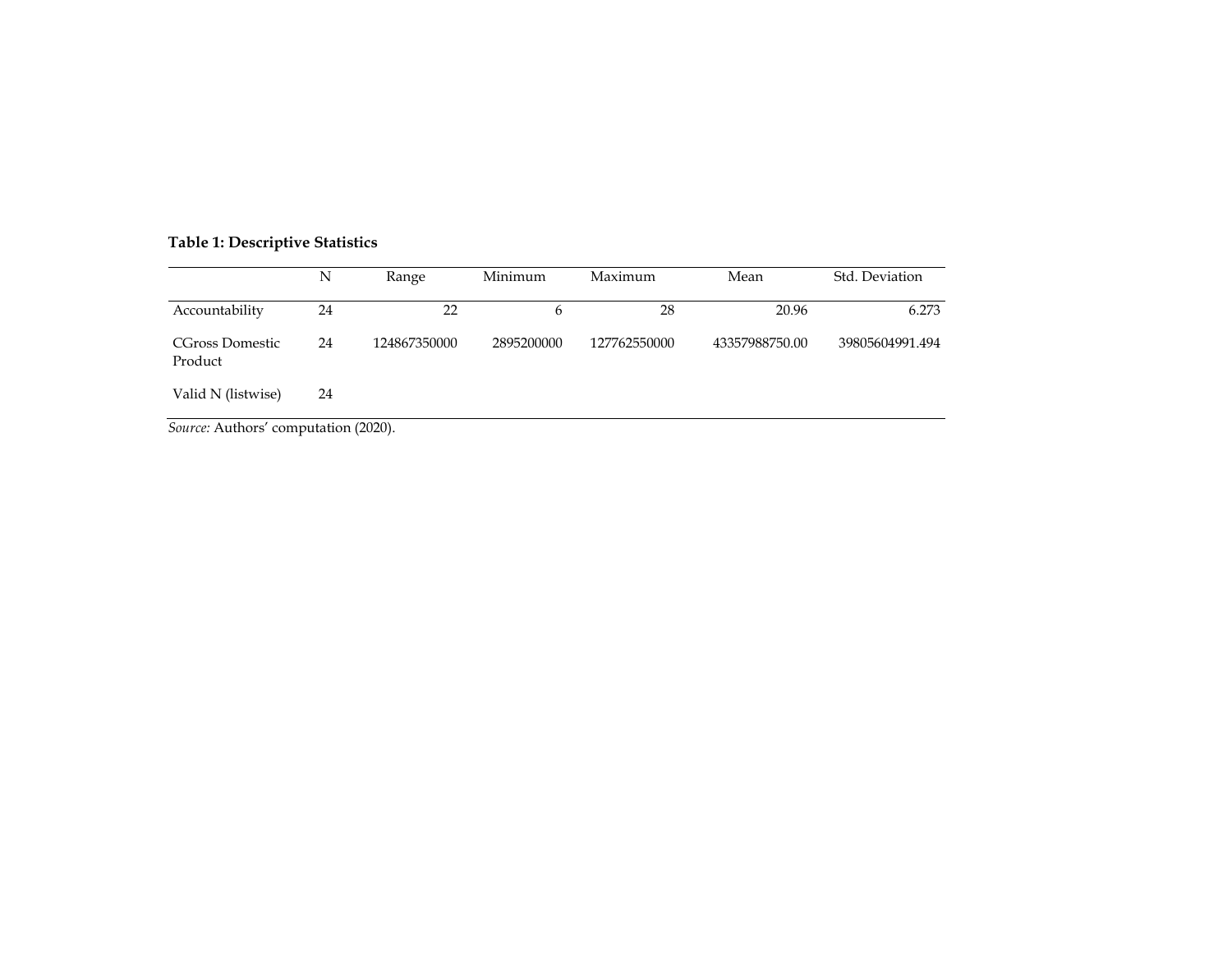**Table 1: Descriptive Statistics**

| | N | Range | Minimum | Maximum | Mean | Std. Deviation |
|---|---|---|---|---|---|---|
| Accountability | 24 | 22 | 6 | 28 | 20.96 | 6.273 |
| CGross Domestic Product | 24 | 124867350000 | 2895200000 | 127762550000 | 43357988750.00 | 39805604991.494 |
| Valid N (listwise) | 24 | | | | | |

*Source:* Authors' computation (2020).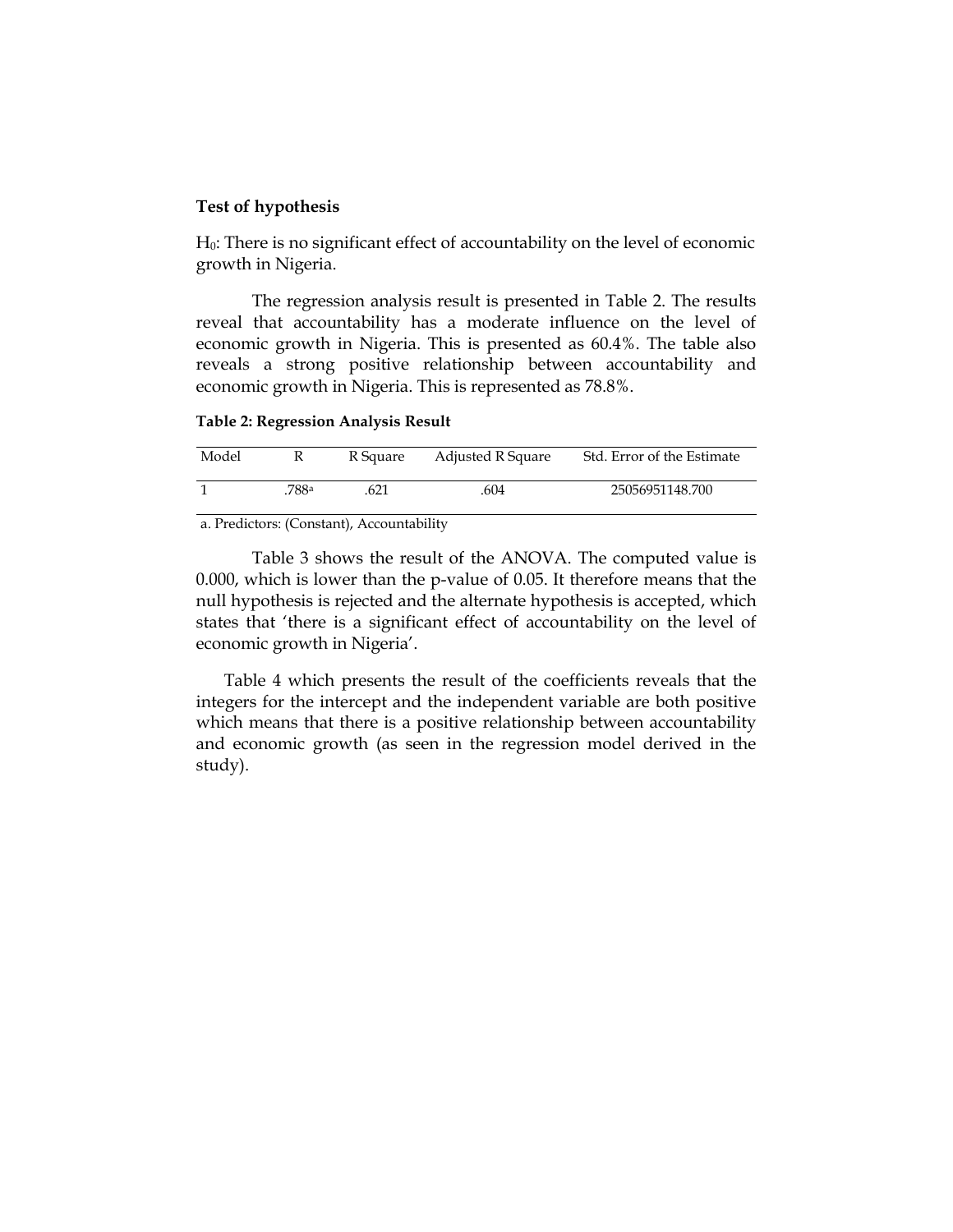**Test of hypothesis**

$H_0$: There is no significant effect of accountability on the level of economic growth in Nigeria.

The regression analysis result is presented in Table 2. The results reveal that accountability has a moderate influence on the level of economic growth in Nigeria. This is presented as 60.4%. The table also reveals a strong positive relationship between accountability and economic growth in Nigeria. This is represented as 78.8%.

**Table 2: Regression Analysis Result**

| Model | R | R Square | Adjusted R Square | Std. Error of the Estimate |
|---|---|---|---|---|
| 1 | .788[a] | .621 | .604 | 25056951148.700 |

a. Predictors: (Constant), Accountability

Table 3 shows the result of the ANOVA. The computed value is 0.000, which is lower than the p-value of 0.05. It therefore means that the null hypothesis is rejected and the alternate hypothesis is accepted, which states that 'there is a significant effect of accountability on the level of economic growth in Nigeria'.

Table 4 which presents the result of the coefficients reveals that the integers for the intercept and the independent variable are both positive which means that there is a positive relationship between accountability and economic growth (as seen in the regression model derived in the study).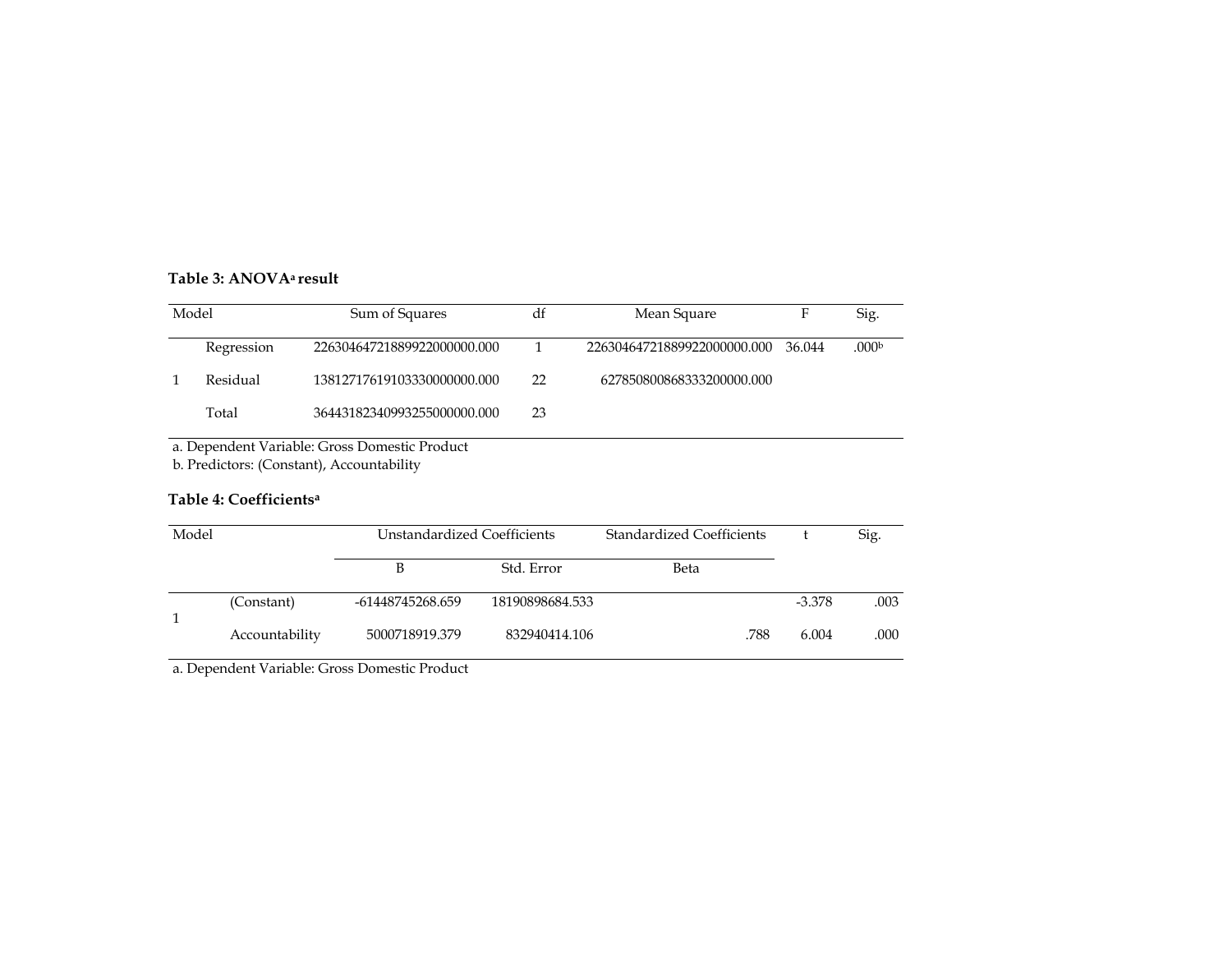**Table 3: ANOVA[a] result**

| Model | | Sum of Squares | df | Mean Square | F | Sig. |
|---|---|---|---|---|---|---|
| 1 | Regression | 226304647218899220000000.000 | 1 | 226304647218899220000000.000 | 36.044 | .000[b] |
| | Residual | 138127176191033300000000.000 | 22 | 6278508008683332000000.000 | | |
| | Total | 364431823409932550000000.000 | 23 | | | |

a. Dependent Variable: Gross Domestic Product
b. Predictors: (Constant), Accountability

**Table 4: Coefficients[a]**

| Model | | Unstandardized Coefficients | | Standardized Coefficients | t | Sig. |
|---|---|---|---|---|---|---|
| | | B | Std. Error | Beta | | |
| 1 | (Constant) | -61448745268.659 | 18190898684.533 | | -3.378 | .003 |
| | Accountability | 5000718919.379 | 832940414.106 | .788 | 6.004 | .000 |

a. Dependent Variable: Gross Domestic Product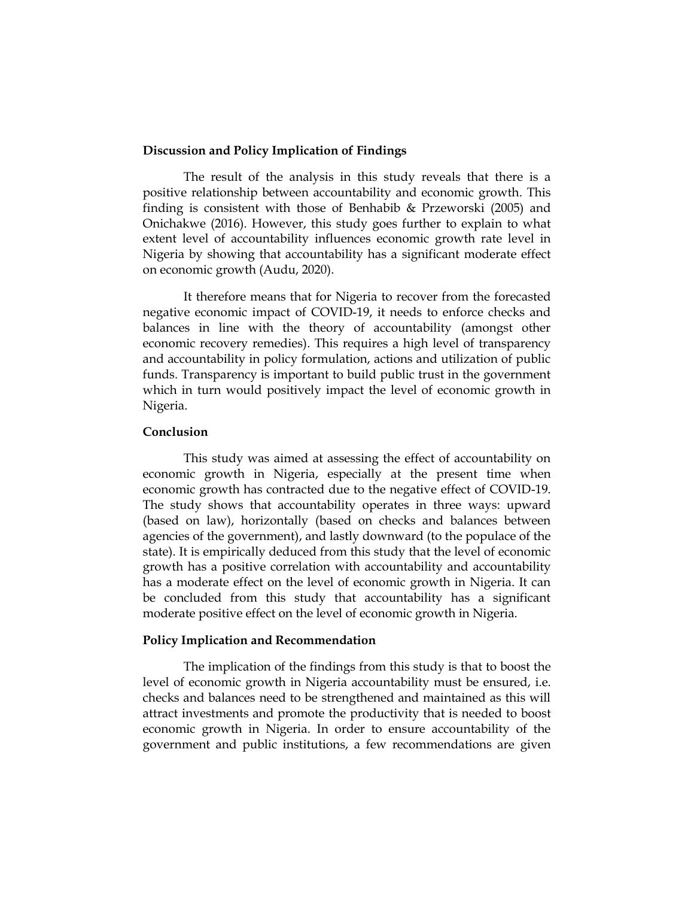### Discussion and Policy Implication of Findings

The result of the analysis in this study reveals that there is a positive relationship between accountability and economic growth. This finding is consistent with those of Benhabib & Przeworski (2005) and Onichakwe (2016). However, this study goes further to explain to what extent level of accountability influences economic growth rate level in Nigeria by showing that accountability has a significant moderate effect on economic growth (Audu, 2020).

It therefore means that for Nigeria to recover from the forecasted negative economic impact of COVID-19, it needs to enforce checks and balances in line with the theory of accountability (amongst other economic recovery remedies). This requires a high level of transparency and accountability in policy formulation, actions and utilization of public funds. Transparency is important to build public trust in the government which in turn would positively impact the level of economic growth in Nigeria.

### Conclusion

This study was aimed at assessing the effect of accountability on economic growth in Nigeria, especially at the present time when economic growth has contracted due to the negative effect of COVID-19. The study shows that accountability operates in three ways: upward (based on law), horizontally (based on checks and balances between agencies of the government), and lastly downward (to the populace of the state). It is empirically deduced from this study that the level of economic growth has a positive correlation with accountability and accountability has a moderate effect on the level of economic growth in Nigeria. It can be concluded from this study that accountability has a significant moderate positive effect on the level of economic growth in Nigeria.

### Policy Implication and Recommendation

The implication of the findings from this study is that to boost the level of economic growth in Nigeria accountability must be ensured, i.e. checks and balances need to be strengthened and maintained as this will attract investments and promote the productivity that is needed to boost economic growth in Nigeria. In order to ensure accountability of the government and public institutions, a few recommendations are given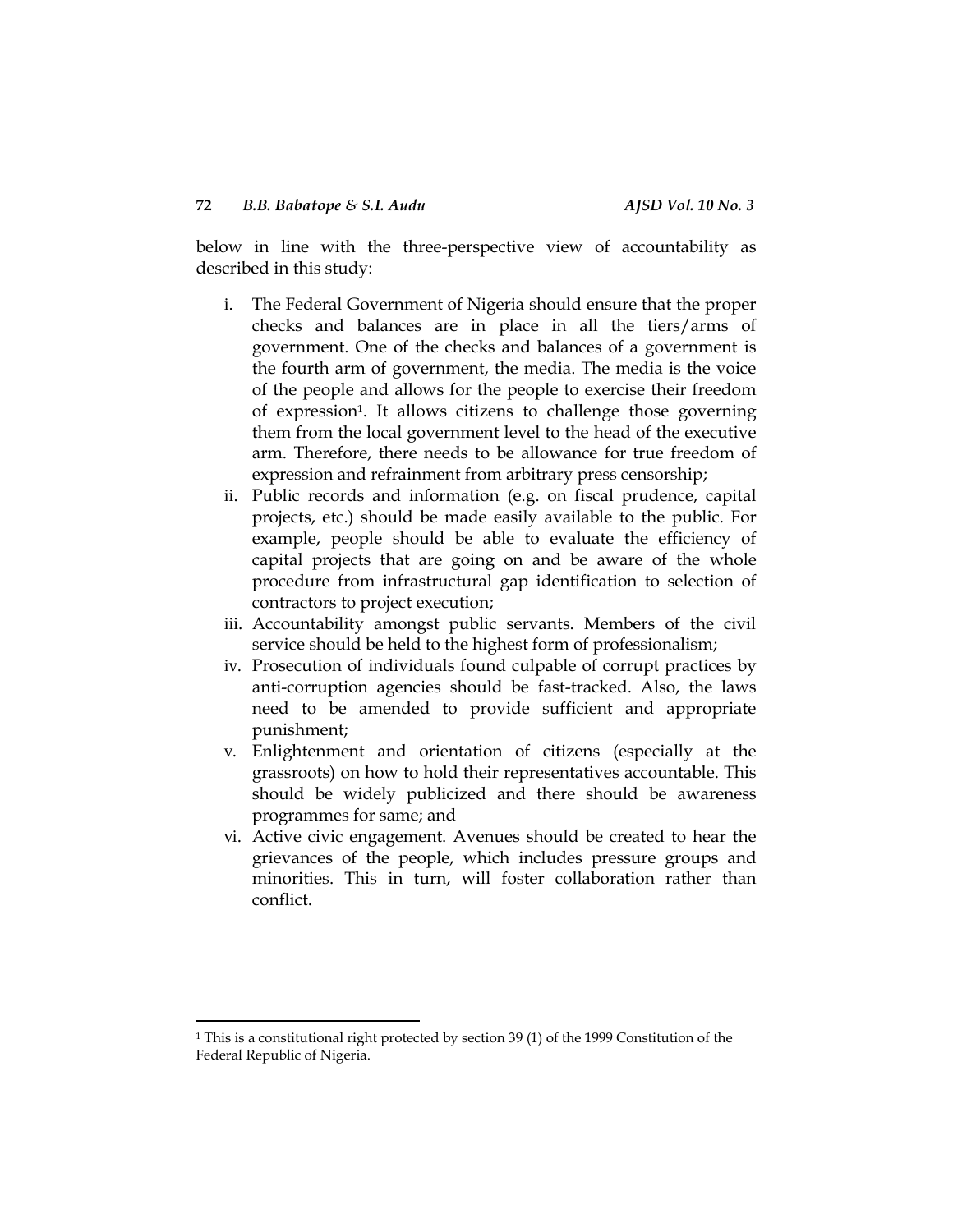below in line with the three-perspective view of accountability as described in this study:

i. The Federal Government of Nigeria should ensure that the proper checks and balances are in place in all the tiers/arms of government. One of the checks and balances of a government is the fourth arm of government, the media. The media is the voice of the people and allows for the people to exercise their freedom of expression[1]. It allows citizens to challenge those governing them from the local government level to the head of the executive arm. Therefore, there needs to be allowance for true freedom of expression and refrainment from arbitrary press censorship;
ii. Public records and information (e.g. on fiscal prudence, capital projects, etc.) should be made easily available to the public. For example, people should be able to evaluate the efficiency of capital projects that are going on and be aware of the whole procedure from infrastructural gap identification to selection of contractors to project execution;
iii. Accountability amongst public servants. Members of the civil service should be held to the highest form of professionalism;
iv. Prosecution of individuals found culpable of corrupt practices by anti-corruption agencies should be fast-tracked. Also, the laws need to be amended to provide sufficient and appropriate punishment;
v. Enlightenment and orientation of citizens (especially at the grassroots) on how to hold their representatives accountable. This should be widely publicized and there should be awareness programmes for same; and
vi. Active civic engagement. Avenues should be created to hear the grievances of the people, which includes pressure groups and minorities. This in turn, will foster collaboration rather than conflict.

---

[1] This is a constitutional right protected by section 39 (1) of the 1999 Constitution of the Federal Republic of Nigeria.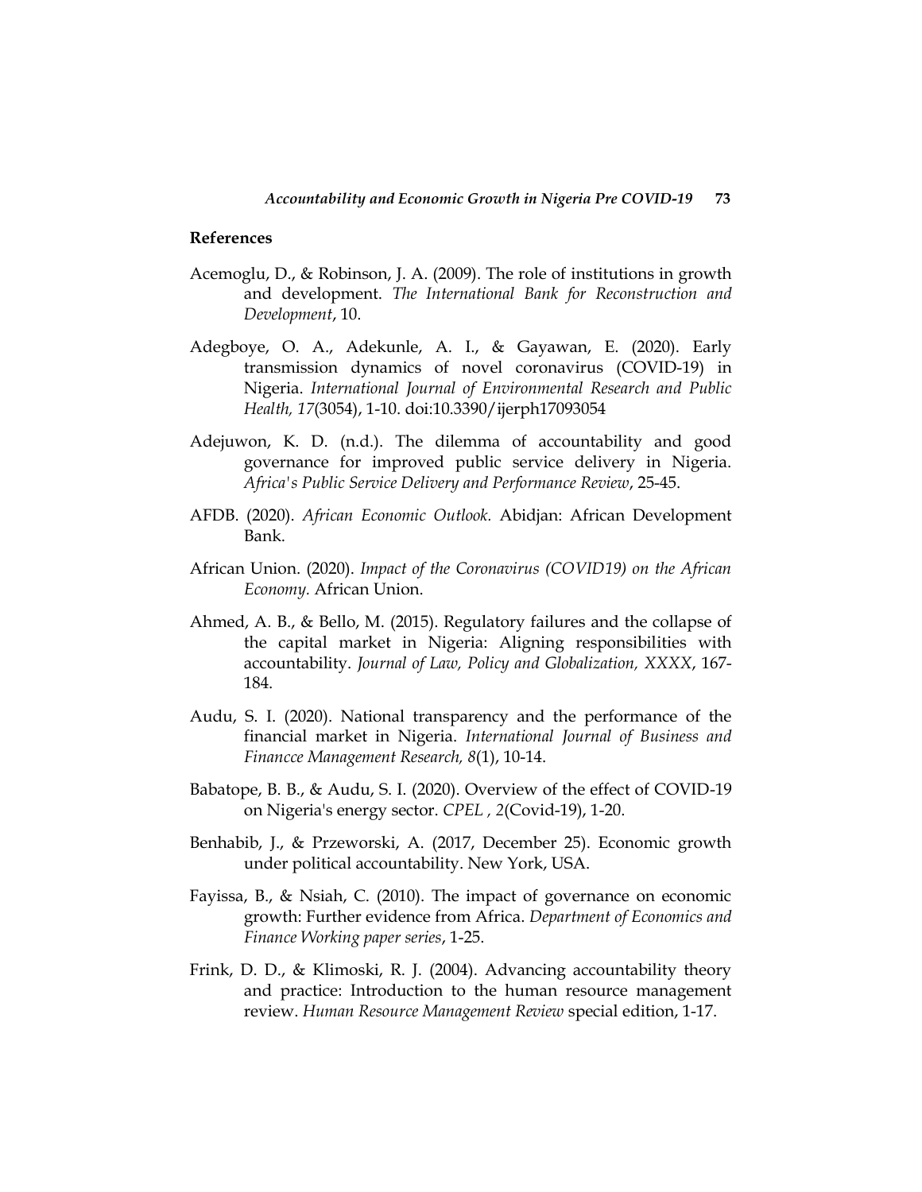## References

Acemoglu, D., & Robinson, J. A. (2009). The role of institutions in growth and development. *The International Bank for Reconstruction and Development*, 10.

Adegboye, O. A., Adekunle, A. I., & Gayawan, E. (2020). Early transmission dynamics of novel coronavirus (COVID-19) in Nigeria. *International Journal of Environmental Research and Public Health, 17*(3054), 1-10. doi:10.3390/ijerph17093054

Adejuwon, K. D. (n.d.). The dilemma of accountability and good governance for improved public service delivery in Nigeria. *Africa's Public Service Delivery and Performance Review*, 25-45.

AFDB. (2020). *African Economic Outlook.* Abidjan: African Development Bank.

African Union. (2020). *Impact of the Coronavirus (COVID19) on the African Economy.* African Union.

Ahmed, A. B., & Bello, M. (2015). Regulatory failures and the collapse of the capital market in Nigeria: Aligning responsibilities with accountability. *Journal of Law, Policy and Globalization, XXXX*, 167-184.

Audu, S. I. (2020). National transparency and the performance of the financial market in Nigeria. *International Journal of Business and Financce Management Research, 8*(1), 10-14.

Babatope, B. B., & Audu, S. I. (2020). Overview of the effect of COVID-19 on Nigeria's energy sector. *CPEL , 2*(Covid-19), 1-20.

Benhabib, J., & Przeworski, A. (2017, December 25). Economic growth under political accountability. New York, USA.

Fayissa, B., & Nsiah, C. (2010). The impact of governance on economic growth: Further evidence from Africa. *Department of Economics and Finance Working paper series*, 1-25.

Frink, D. D., & Klimoski, R. J. (2004). Advancing accountability theory and practice: Introduction to the human resource management review. *Human Resource Management Review* special edition, 1-17.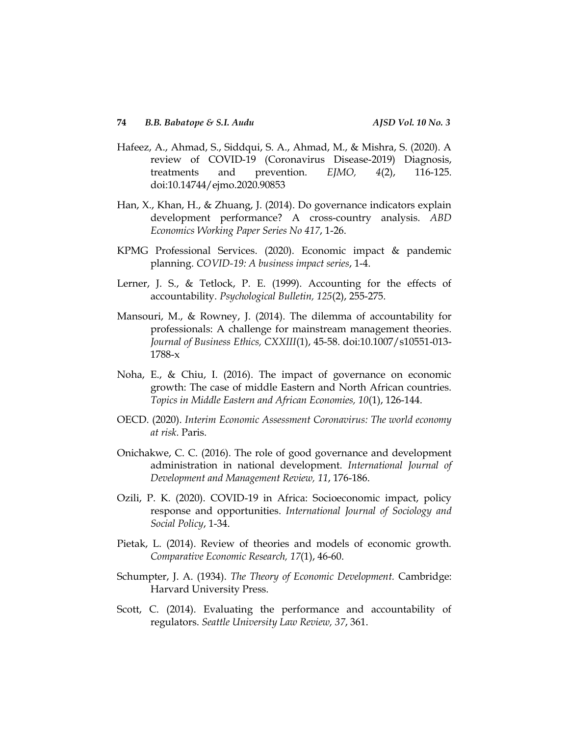Hafeez, A., Ahmad, S., Siddqui, S. A., Ahmad, M., & Mishra, S. (2020). A review of COVID-19 (Coronavirus Disease-2019) Diagnosis, treatments and prevention. *EJMO, 4*(2), 116-125. doi:10.14744/ejmo.2020.90853

Han, X., Khan, H., & Zhuang, J. (2014). Do governance indicators explain development performance? A cross-country analysis. *ABD Economics Working Paper Series No 417*, 1-26.

KPMG Professional Services. (2020). Economic impact & pandemic planning. *COVID-19: A business impact series*, 1-4.

Lerner, J. S., & Tetlock, P. E. (1999). Accounting for the effects of accountability. *Psychological Bulletin, 125*(2), 255-275.

Mansouri, M., & Rowney, J. (2014). The dilemma of accountability for professionals: A challenge for mainstream management theories. *Journal of Business Ethics, CXXIII*(1), 45-58. doi:10.1007/s10551-013-1788-x

Noha, E., & Chiu, I. (2016). The impact of governance on economic growth: The case of middle Eastern and North African countries. *Topics in Middle Eastern and African Economies, 10*(1), 126-144.

OECD. (2020). *Interim Economic Assessment Coronavirus: The world economy at risk.* Paris.

Onichakwe, C. C. (2016). The role of good governance and development administration in national development. *International Journal of Development and Management Review, 11*, 176-186.

Ozili, P. K. (2020). COVID-19 in Africa: Socioeconomic impact, policy response and opportunities. *International Journal of Sociology and Social Policy*, 1-34.

Pietak, L. (2014). Review of theories and models of economic growth. *Comparative Economic Research, 17*(1), 46-60.

Schumpter, J. A. (1934). *The Theory of Economic Development.* Cambridge: Harvard University Press.

Scott, C. (2014). Evaluating the performance and accountability of regulators. *Seattle University Law Review, 37*, 361.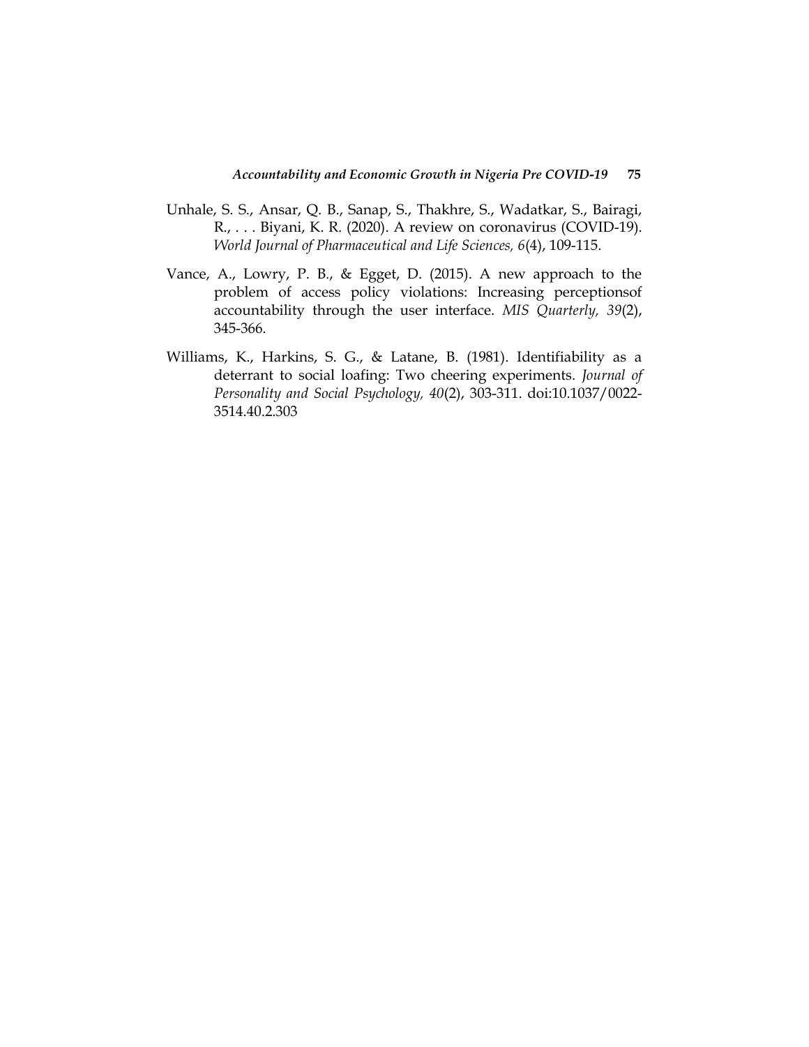Unhale, S. S., Ansar, Q. B., Sanap, S., Thakhre, S., Wadatkar, S., Bairagi, R., . . . Biyani, K. R. (2020). A review on coronavirus (COVID-19). *World Journal of Pharmaceutical and Life Sciences, 6*(4), 109-115.

Vance, A., Lowry, P. B., & Egget, D. (2015). A new approach to the problem of access policy violations: Increasing perceptionsof accountability through the user interface. *MIS Quarterly, 39*(2), 345-366.

Williams, K., Harkins, S. G., & Latane, B. (1981). Identifiability as a deterrant to social loafing: Two cheering experiments. *Journal of Personality and Social Psychology, 40*(2), 303-311. doi:10.1037/0022-3514.40.2.303